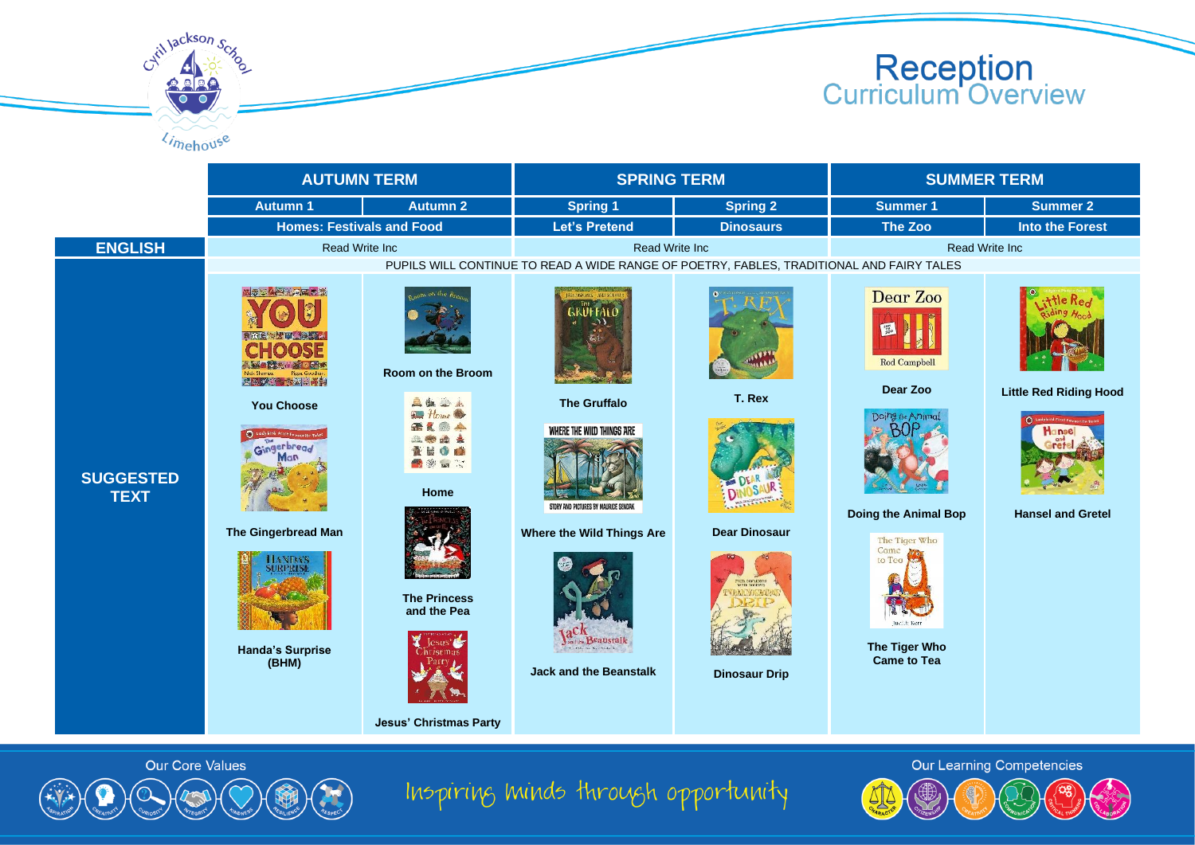# Reception Curriculum Overview

Cyril Jackson School Limehouse

| | AUTUMN TERM | | SPRING TERM | | SUMMER TERM | |
|---|---|---|---|---|---|---|
| | Autumn 1 | Autumn 2 | Spring 1 | Spring 2 | Summer 1 | Summer 2 |
| | Homes: Festivals and Food | | Let's Pretend | Dinosaurs | The Zoo | Into the Forest |
| **ENGLISH** | Read Write Inc | | Read Write Inc | | Read Write Inc | |
| | PUPILS WILL CONTINUE TO READ A WIDE RANGE OF POETRY, FABLES, TRADITIONAL AND FAIRY TALES | | | | | |
| **SUGGESTED TEXT** | You Choose<br>The Gingerbread Man<br>Handa's Surprise (BHM) | Room on the Broom<br>Home<br>The Princess and the Pea<br>Jesus' Christmas Party | The Gruffalo<br>Where the Wild Things Are<br>Jack and the Beanstalk | T. Rex<br>Dear Dinosaur<br>Dinosaur Drip | Dear Zoo<br>Doing the Animal Bop<br>The Tiger Who Came to Tea | Little Red Riding Hood<br>Hansel and Gretel |

Our Core Values

Inspiring minds through opportunity

Our Learning Competencies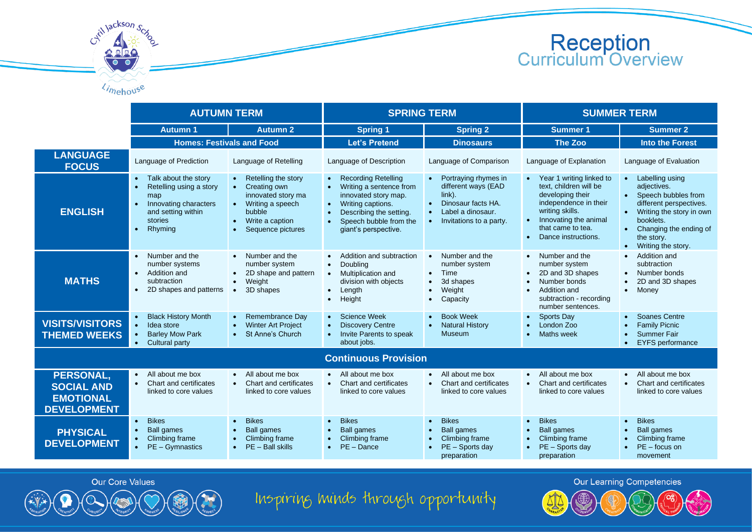# Reception Curriculum Overview

| | AUTUMN TERM | | SPRING TERM | | SUMMER TERM | |
|---|---|---|---|---|---|---|
| | **Autumn 1** | **Autumn 2** | **Spring 1** | **Spring 2** | **Summer 1** | **Summer 2** |
| | **Homes: Festivals and Food** | | **Let's Pretend** | **Dinosaurs** | **The Zoo** | **Into the Forest** |
| **LANGUAGE FOCUS** | Language of Prediction | Language of Retelling | Language of Description | Language of Comparison | Language of Explanation | Language of Evaluation |
| **ENGLISH** | • Talk about the story<br>• Retelling using a story map<br>• Innovating characters and setting within stories<br>• Rhyming | • Retelling the story<br>• Creating own innovated story ma<br>• Writing a speech bubble<br>• Write a caption<br>• Sequence pictures | • Recording Retelling<br>• Writing a sentence from innovated story map.<br>• Writing captions.<br>• Describing the setting.<br>• Speech bubble from the giant's perspective. | • Portraying rhymes in different ways (EAD link).<br>• Dinosaur facts HA.<br>• Label a dinosaur.<br>• Invitations to a party. | • Year 1 writing linked to text, children will be developing their independence in their writing skills.<br>• Innovating the animal that came to tea.<br>• Dance instructions. | • Labelling using adjectives.<br>• Speech bubbles from different perspectives.<br>• Writing the story in own booklets.<br>• Changing the ending of the story.<br>• Writing the story. |
| **MATHS** | • Number and the number systems<br>• Addition and subtraction<br>• 2D shapes and patterns | • Number and the number system<br>• 2D shape and pattern<br>• Weight<br>• 3D shapes | • Addition and subtraction<br>• Doubling<br>• Multiplication and division with objects<br>• Length<br>• Height | • Number and the number system<br>• Time<br>• 3d shapes<br>• Weight<br>• Capacity | • Number and the number system<br>• 2D and 3D shapes<br>• Number bonds<br>• Addition and subtraction - recording number sentences. | • Addition and subtraction<br>• Number bonds<br>• 2D and 3D shapes<br>• Money |
| **VISITS/VISITORS THEMED WEEKS** | • Black History Month<br>• Idea store<br>• Barley Mow Park<br>• Cultural party | • Remembrance Day<br>• Winter Art Project<br>• St Anne's Church | • Science Week<br>• Discovery Centre<br>• Invite Parents to speak about jobs. | • Book Week<br>• Natural History Museum | • Sports Day<br>• London Zoo<br>• Maths week | • Soanes Centre<br>• Family Picnic<br>• Summer Fair<br>• EYFS performance |
| **Continuous Provision** | | | | | | |
| **PERSONAL, SOCIAL AND EMOTIONAL DEVELOPMENT** | • All about me box<br>• Chart and certificates linked to core values | • All about me box<br>• Chart and certificates linked to core values | • All about me box<br>• Chart and certificates linked to core values | • All about me box<br>• Chart and certificates linked to core values | • All about me box<br>• Chart and certificates linked to core values | • All about me box<br>• Chart and certificates linked to core values |
| **PHYSICAL DEVELOPMENT** | • Bikes<br>• Ball games<br>• Climbing frame<br>• PE – Gymnastics | • Bikes<br>• Ball games<br>• Climbing frame<br>• PE – Ball skills | • Bikes<br>• Ball games<br>• Climbing frame<br>• PE – Dance | • Bikes<br>• Ball games<br>• Climbing frame<br>• PE – Sports day preparation | • Bikes<br>• Ball games<br>• Climbing frame<br>• PE – Sports day preparation | • Bikes<br>• Ball games<br>• Climbing frame<br>• PE – focus on movement |

Our Core Values

Inspiring minds through opportunity

Our Learning Competencies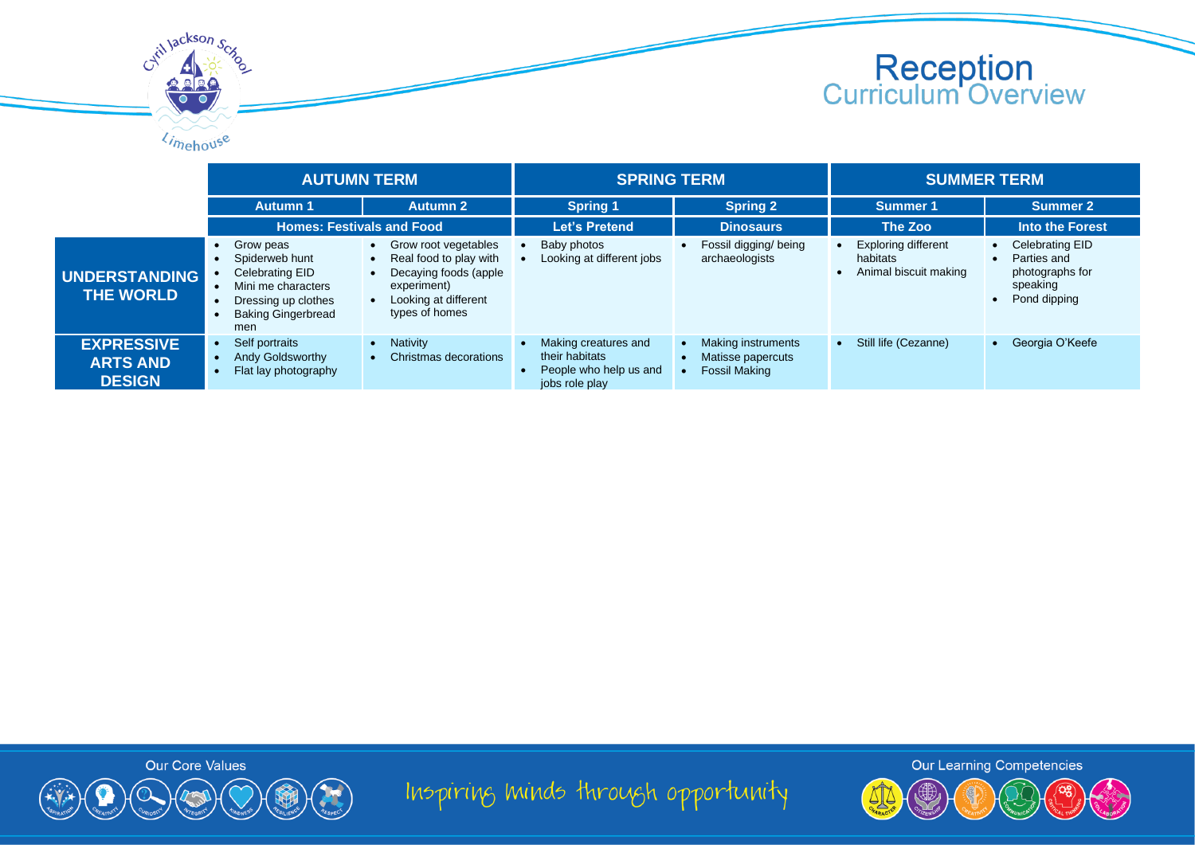# Reception Curriculum Overview

| | AUTUMN TERM | | SPRING TERM | | SUMMER TERM | |
|---|---|---|---|---|---|---|
| | Autumn 1 | Autumn 2 | Spring 1 | Spring 2 | Summer 1 | Summer 2 |
| | Homes: Festivals and Food | | Let's Pretend | Dinosaurs | The Zoo | Into the Forest |
| **UNDERSTANDING THE WORLD** | • Grow peas<br>• Spiderweb hunt<br>• Celebrating EID<br>• Mini me characters<br>• Dressing up clothes<br>• Baking Gingerbread men | • Grow root vegetables<br>• Real food to play with<br>• Decaying foods (apple experiment)<br>• Looking at different types of homes | • Baby photos<br>• Looking at different jobs | • Fossil digging/ being archaeologists | • Exploring different habitats<br>• Animal biscuit making | • Celebrating EID<br>• Parties and photographs for speaking<br>• Pond dipping |
| **EXPRESSIVE ARTS AND DESIGN** | • Self portraits<br>• Andy Goldsworthy<br>• Flat lay photography | • Nativity<br>• Christmas decorations | • Making creatures and their habitats<br>• People who help us and jobs role play | • Making instruments<br>• Matisse papercuts<br>• Fossil Making | • Still life (Cezanne) | • Georgia O'Keefe |

Our Core Values

Inspiring minds through opportunity

Our Learning Competencies